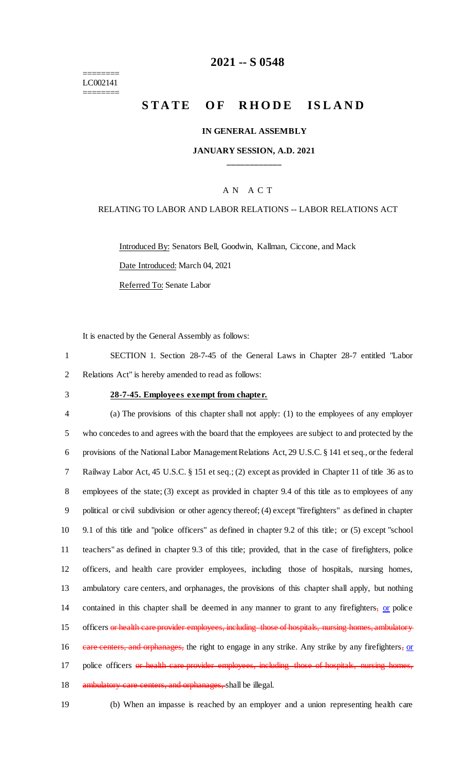========
LC002141
========

# 2021 -- S 0548

# STATE OF RHODE ISLAND

**IN GENERAL ASSEMBLY**

**JANUARY SESSION, A.D. 2021**

A N A C T

RELATING TO LABOR AND LABOR RELATIONS -- LABOR RELATIONS ACT

Introduced By: Senators Bell, Goodwin, Kallman, Ciccone, and Mack

Date Introduced: March 04, 2021

Referred To: Senate Labor

It is enacted by the General Assembly as follows:

1 SECTION 1. Section 28-7-45 of the General Laws in Chapter 28-7 entitled "Labor
2 Relations Act" is hereby amended to read as follows:

3 **28-7-45. Employees exempt from chapter.**

4 (a) The provisions of this chapter shall not apply: (1) to the employees of any employer
5 who concedes to and agrees with the board that the employees are subject to and protected by the
6 provisions of the National Labor Management Relations Act, 29 U.S.C. § 141 et seq., or the federal
7 Railway Labor Act, 45 U.S.C. § 151 et seq.; (2) except as provided in Chapter 11 of title 36 as to
8 employees of the state; (3) except as provided in chapter 9.4 of this title as to employees of any
9 political or civil subdivision or other agency thereof; (4) except "firefighters" as defined in chapter
10 9.1 of this title and "police officers" as defined in chapter 9.2 of this title; or (5) except "school
11 teachers" as defined in chapter 9.3 of this title; provided, that in the case of firefighters, police
12 officers, and health care provider employees, including those of hospitals, nursing homes,
13 ambulatory care centers, and orphanages, the provisions of this chapter shall apply, but nothing
14 contained in this chapter shall be deemed in any manner to grant to any firefighters~~,~~ or police
15 officers ~~or health care provider employees, including those of hospitals, nursing homes, ambulatory~~
16 ~~care centers, and orphanages,~~ the right to engage in any strike. Any strike by any firefighters~~,~~ or
17 police officers ~~or health care provider employees, including those of hospitals, nursing homes,~~
18 ~~ambulatory care centers, and orphanages,~~ shall be illegal.

19 (b) When an impasse is reached by an employer and a union representing health care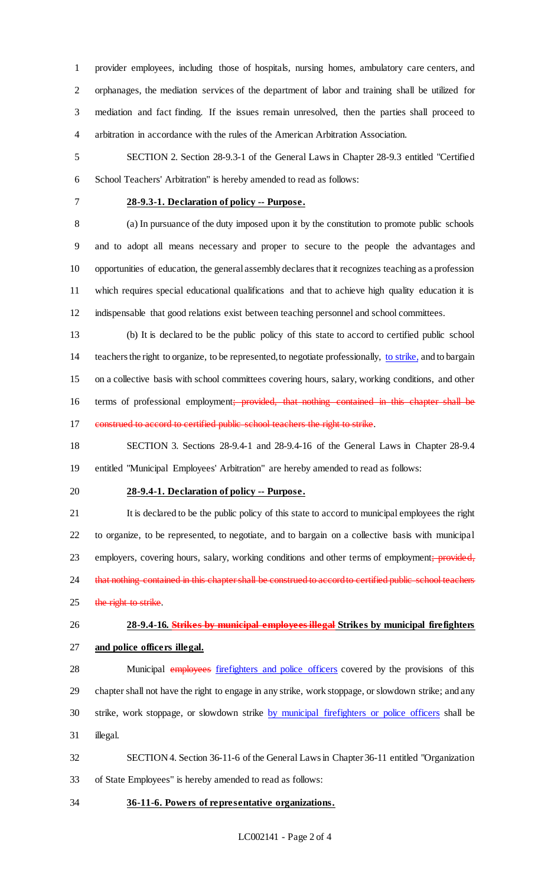provider employees, including those of hospitals, nursing homes, ambulatory care centers, and orphanages, the mediation services of the department of labor and training shall be utilized for mediation and fact finding. If the issues remain unresolved, then the parties shall proceed to arbitration in accordance with the rules of the American Arbitration Association.

SECTION 2. Section 28-9.3-1 of the General Laws in Chapter 28-9.3 entitled "Certified School Teachers' Arbitration" is hereby amended to read as follows:

**28-9.3-1. Declaration of policy -- Purpose.**

(a) In pursuance of the duty imposed upon it by the constitution to promote public schools and to adopt all means necessary and proper to secure to the people the advantages and opportunities of education, the general assembly declares that it recognizes teaching as a profession which requires special educational qualifications and that to achieve high quality education it is indispensable that good relations exist between teaching personnel and school committees.

(b) It is declared to be the public policy of this state to accord to certified public school teachers the right to organize, to be represented, to negotiate professionally, <u>to strike,</u> and to bargain on a collective basis with school committees covering hours, salary, working conditions, and other terms of professional employment~~; provided, that nothing contained in this chapter shall be construed to accord to certified public school teachers the right to strike~~.

SECTION 3. Sections 28-9.4-1 and 28-9.4-16 of the General Laws in Chapter 28-9.4 entitled "Municipal Employees' Arbitration" are hereby amended to read as follows:

**28-9.4-1. Declaration of policy -- Purpose.**

It is declared to be the public policy of this state to accord to municipal employees the right to organize, to be represented, to negotiate, and to bargain on a collective basis with municipal employers, covering hours, salary, working conditions and other terms of employment~~; provided, that nothing contained in this chapter shall be construed to accord to certified public school teachers the right to strike~~.

**28-9.4-16. ~~Strikes by municipal employees illegal~~ Strikes by municipal firefighters and police officers illegal.**

Municipal ~~employees~~ <u>firefighters and police officers</u> covered by the provisions of this chapter shall not have the right to engage in any strike, work stoppage, or slowdown strike; and any strike, work stoppage, or slowdown strike <u>by municipal firefighters or police officers</u> shall be illegal.

SECTION 4. Section 36-11-6 of the General Laws in Chapter 36-11 entitled "Organization of State Employees" is hereby amended to read as follows:

**36-11-6. Powers of representative organizations.**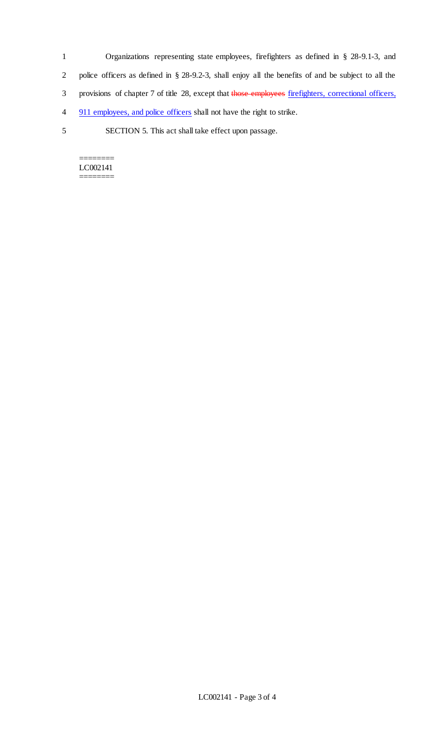Organizations representing state employees, firefighters as defined in § 28-9.1-3, and police officers as defined in § 28-9.2-3, shall enjoy all the benefits of and be subject to all the provisions of chapter 7 of title 28, except that ~~those employees~~ <u>firefighters, correctional officers, 911 employees, and police officers</u> shall not have the right to strike.

SECTION 5. This act shall take effect upon passage.

========
LC002141
========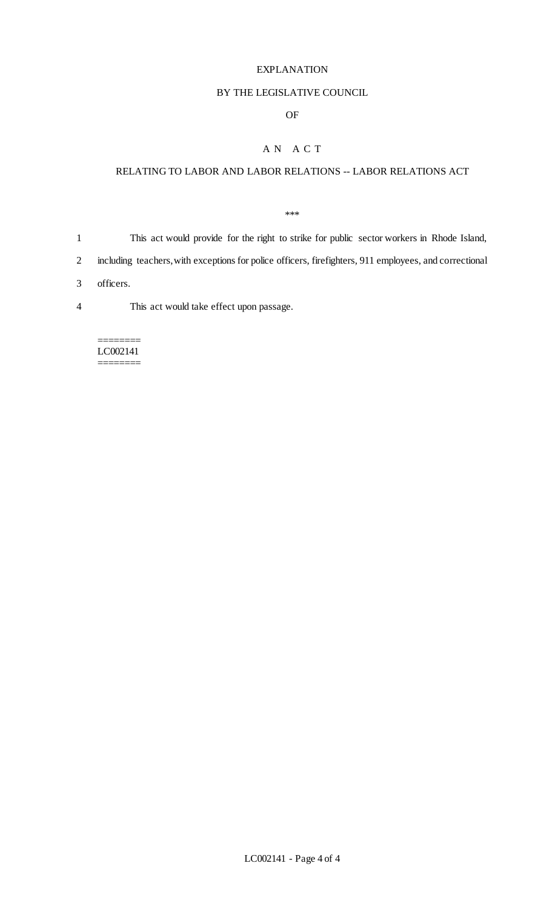EXPLANATION

BY THE LEGISLATIVE COUNCIL

OF

A N A C T

RELATING TO LABOR AND LABOR RELATIONS -- LABOR RELATIONS ACT

\*\*\*

1 This act would provide for the right to strike for public sector workers in Rhode Island,
2 including teachers, with exceptions for police officers, firefighters, 911 employees, and correctional
3 officers.

4 This act would take effect upon passage.

========
LC002141
========